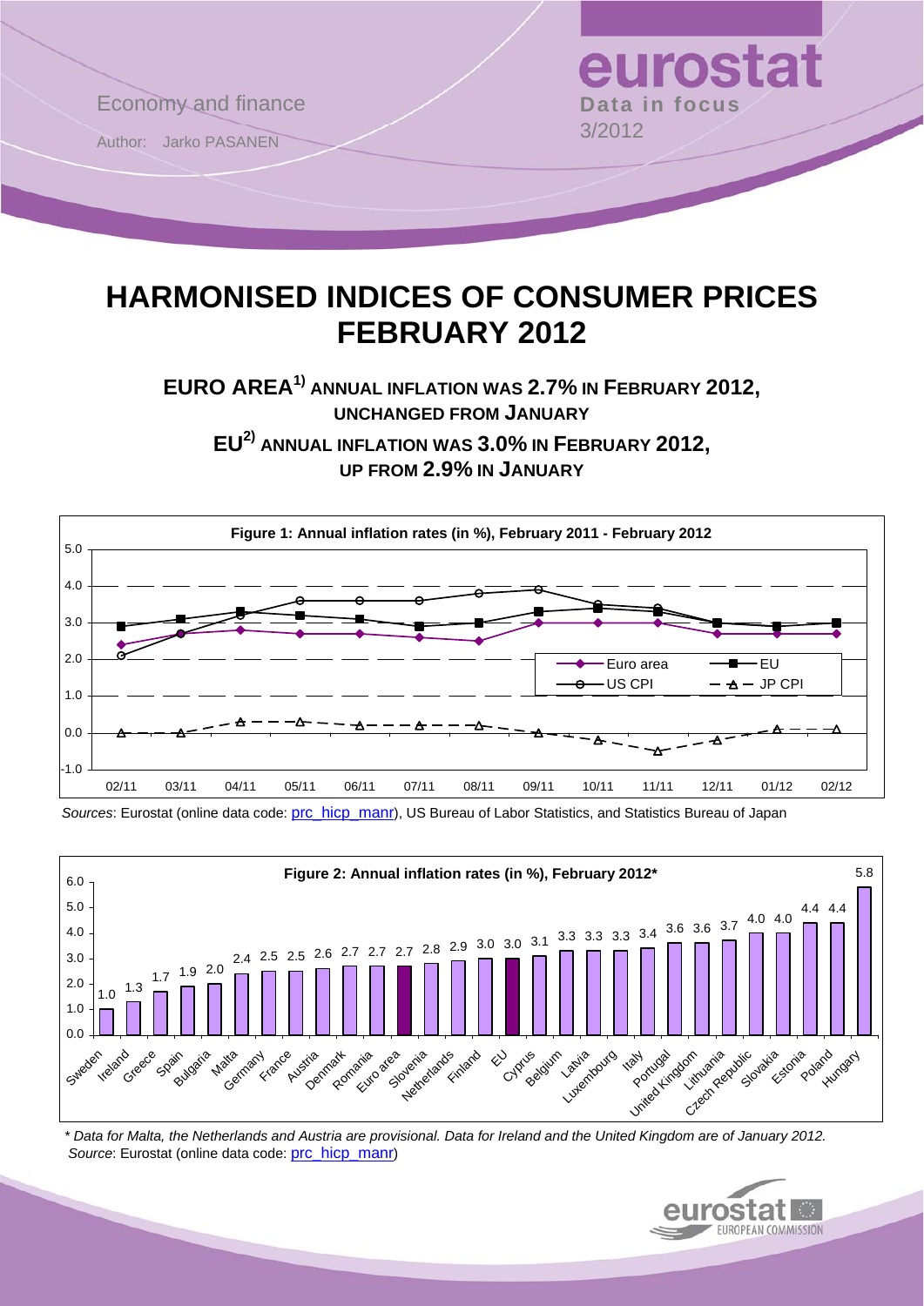Economy and finance

Author: Jarko PASANEN

**eurostat**
**Data in focus**
3/2012

# HARMONISED INDICES OF CONSUMER PRICES FEBRUARY 2012

## EURO AREA[1)] ANNUAL INFLATION WAS 2.7% IN FEBRUARY 2012, UNCHANGED FROM JANUARY

## EU[2)] ANNUAL INFLATION WAS 3.0% IN FEBRUARY 2012, UP FROM 2.9% IN JANUARY

**Figure 1: Annual inflation rates (in %), February 2011 - February 2012**

*Sources*: Eurostat (online data code: prc_hicp_manr), US Bureau of Labor Statistics, and Statistics Bureau of Japan

**Figure 2: Annual inflation rates (in %), February 2012***

| Country | % |
|---|---|
| Sweden | 1.0 |
| Ireland | 1.3 |
| Greece | 1.7 |
| Spain | 1.9 |
| Bulgaria | 2.0 |
| Malta | 2.4 |
| Germany | 2.5 |
| France | 2.5 |
| Austria | 2.6 |
| Denmark | 2.7 |
| Romania | 2.7 |
| Euro area | 2.7 |
| Slovenia | 2.8 |
| Netherlands | 2.9 |
| Finland | 3.0 |
| EU | 3.0 |
| Cyprus | 3.1 |
| Belgium | 3.3 |
| Latvia | 3.3 |
| Luxembourg | 3.3 |
| Italy | 3.4 |
| Portugal | 3.6 |
| United Kingdom | 3.6 |
| Lithuania | 3.7 |
| Czech Republic | 4.0 |
| Slovakia | 4.0 |
| Estonia | 4.4 |
| Poland | 4.4 |
| Hungary | 5.8 |

*\* Data for Malta, the Netherlands and Austria are provisional. Data for Ireland and the United Kingdom are of January 2012.*
*Source*: Eurostat (online data code: prc_hicp_manr)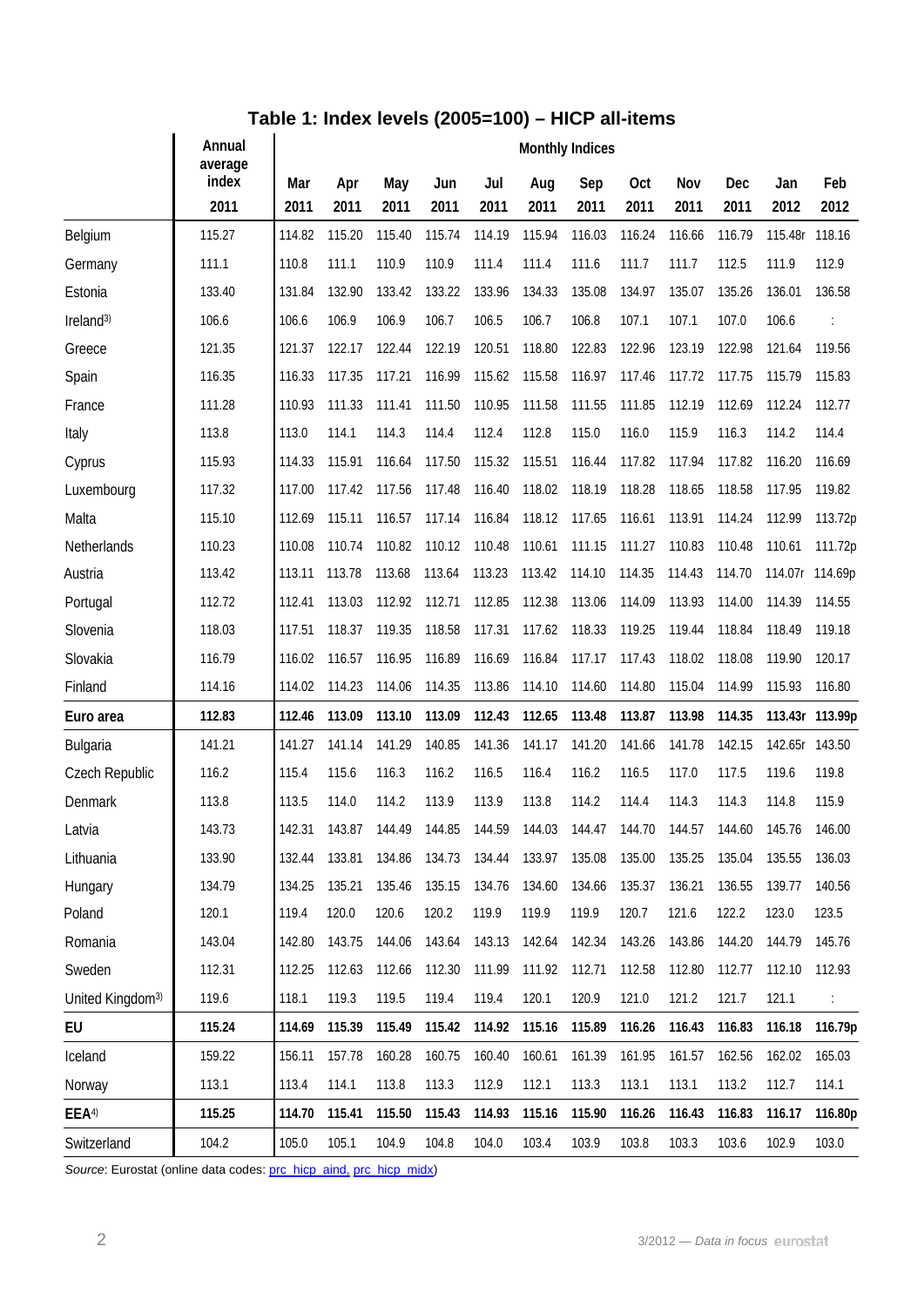## Table 1: Index levels (2005=100) – HICP all-items

| | Annual average index | Monthly Indices | | | | | | | | | | | |
|---|---|---|---|---|---|---|---|---|---|---|---|---|---|
| | 2011 | Mar 2011 | Apr 2011 | May 2011 | Jun 2011 | Jul 2011 | Aug 2011 | Sep 2011 | Oct 2011 | Nov 2011 | Dec 2011 | Jan 2012 | Feb 2012 |
| Belgium | 115.27 | 114.82 | 115.20 | 115.40 | 115.74 | 114.19 | 115.94 | 116.03 | 116.24 | 116.66 | 116.79 | 115.48r | 118.16 |
| Germany | 111.1 | 110.8 | 111.1 | 110.9 | 110.9 | 111.4 | 111.4 | 111.6 | 111.7 | 111.7 | 112.5 | 111.9 | 112.9 |
| Estonia | 133.40 | 131.84 | 132.90 | 133.42 | 133.22 | 133.96 | 134.33 | 135.08 | 134.97 | 135.07 | 135.26 | 136.01 | 136.58 |
| Ireland[3)] | 106.6 | 106.6 | 106.9 | 106.9 | 106.7 | 106.5 | 106.7 | 106.8 | 107.1 | 107.1 | 107.0 | 106.6 | : |
| Greece | 121.35 | 121.37 | 122.17 | 122.44 | 122.19 | 120.51 | 118.80 | 122.83 | 122.96 | 123.19 | 122.98 | 121.64 | 119.56 |
| Spain | 116.35 | 116.33 | 117.35 | 117.21 | 116.99 | 115.62 | 115.58 | 116.97 | 117.46 | 117.72 | 117.75 | 115.79 | 115.83 |
| France | 111.28 | 110.93 | 111.33 | 111.41 | 111.50 | 110.95 | 111.58 | 111.55 | 111.85 | 112.19 | 112.69 | 112.24 | 112.77 |
| Italy | 113.8 | 113.0 | 114.1 | 114.3 | 114.4 | 112.4 | 112.8 | 115.0 | 116.0 | 115.9 | 116.3 | 114.2 | 114.4 |
| Cyprus | 115.93 | 114.33 | 115.91 | 116.64 | 117.50 | 115.32 | 115.51 | 116.44 | 117.82 | 117.94 | 117.82 | 116.20 | 116.69 |
| Luxembourg | 117.32 | 117.00 | 117.42 | 117.56 | 117.48 | 116.40 | 118.02 | 118.19 | 118.28 | 118.65 | 118.58 | 117.95 | 119.82 |
| Malta | 115.10 | 112.69 | 115.11 | 116.57 | 117.14 | 116.84 | 118.12 | 117.65 | 116.61 | 113.91 | 114.24 | 112.99 | 113.72p |
| Netherlands | 110.23 | 110.08 | 110.74 | 110.82 | 110.12 | 110.48 | 110.61 | 111.15 | 111.27 | 110.83 | 110.48 | 110.61 | 111.72p |
| Austria | 113.42 | 113.11 | 113.78 | 113.68 | 113.64 | 113.23 | 113.42 | 114.10 | 114.35 | 114.43 | 114.70 | 114.07r | 114.69p |
| Portugal | 112.72 | 112.41 | 113.03 | 112.92 | 112.71 | 112.85 | 112.38 | 113.06 | 114.09 | 113.93 | 114.00 | 114.39 | 114.55 |
| Slovenia | 118.03 | 117.51 | 118.37 | 119.35 | 118.58 | 117.31 | 117.62 | 118.33 | 119.25 | 119.44 | 118.84 | 118.49 | 119.18 |
| Slovakia | 116.79 | 116.02 | 116.57 | 116.95 | 116.89 | 116.69 | 116.84 | 117.17 | 117.43 | 118.02 | 118.08 | 119.90 | 120.17 |
| Finland | 114.16 | 114.02 | 114.23 | 114.06 | 114.35 | 113.86 | 114.10 | 114.60 | 114.80 | 115.04 | 114.99 | 115.93 | 116.80 |
| **Euro area** | **112.83** | **112.46** | **113.09** | **113.10** | **113.09** | **112.43** | **112.65** | **113.48** | **113.87** | **113.98** | **114.35** | **113.43r** | **113.99p** |
| Bulgaria | 141.21 | 141.27 | 141.14 | 141.29 | 140.85 | 141.36 | 141.17 | 141.20 | 141.66 | 141.78 | 142.15 | 142.65r | 143.50 |
| Czech Republic | 116.2 | 115.4 | 115.6 | 116.3 | 116.2 | 116.5 | 116.4 | 116.2 | 116.5 | 117.0 | 117.5 | 119.6 | 119.8 |
| Denmark | 113.8 | 113.5 | 114.0 | 114.2 | 113.9 | 113.9 | 113.8 | 114.2 | 114.4 | 114.3 | 114.3 | 114.8 | 115.9 |
| Latvia | 143.73 | 142.31 | 143.87 | 144.49 | 144.85 | 144.59 | 144.03 | 144.47 | 144.70 | 144.57 | 144.60 | 145.76 | 146.00 |
| Lithuania | 133.90 | 132.44 | 133.81 | 134.86 | 134.73 | 134.44 | 133.97 | 135.08 | 135.00 | 135.25 | 135.04 | 135.55 | 136.03 |
| Hungary | 134.79 | 134.25 | 135.21 | 135.46 | 135.15 | 134.76 | 134.60 | 134.66 | 135.37 | 136.21 | 136.55 | 139.77 | 140.56 |
| Poland | 120.1 | 119.4 | 120.0 | 120.6 | 120.2 | 119.9 | 119.9 | 119.9 | 120.7 | 121.6 | 122.2 | 123.0 | 123.5 |
| Romania | 143.04 | 142.80 | 143.75 | 144.06 | 143.64 | 143.13 | 142.64 | 142.34 | 143.26 | 143.86 | 144.20 | 144.79 | 145.76 |
| Sweden | 112.31 | 112.25 | 112.63 | 112.66 | 112.30 | 111.99 | 111.92 | 112.71 | 112.58 | 112.80 | 112.77 | 112.10 | 112.93 |
| United Kingdom[3)] | 119.6 | 118.1 | 119.3 | 119.5 | 119.4 | 119.4 | 120.1 | 120.9 | 121.0 | 121.2 | 121.7 | 121.1 | : |
| **EU** | **115.24** | **114.69** | **115.39** | **115.49** | **115.42** | **114.92** | **115.16** | **115.89** | **116.26** | **116.43** | **116.83** | **116.18** | **116.79p** |
| Iceland | 159.22 | 156.11 | 157.78 | 160.28 | 160.75 | 160.40 | 160.61 | 161.39 | 161.95 | 161.57 | 162.56 | 162.02 | 165.03 |
| Norway | 113.1 | 113.4 | 114.1 | 113.8 | 113.3 | 112.9 | 112.1 | 113.3 | 113.1 | 113.1 | 113.2 | 112.7 | 114.1 |
| **EEA[4)]** | **115.25** | **114.70** | **115.41** | **115.50** | **115.43** | **114.93** | **115.16** | **115.90** | **116.26** | **116.43** | **116.83** | **116.17** | **116.80p** |
| Switzerland | 104.2 | 105.0 | 105.1 | 104.9 | 104.8 | 104.0 | 103.4 | 103.9 | 103.8 | 103.3 | 103.6 | 102.9 | 103.0 |

*Source*: Eurostat (online data codes: prc_hicp_aind, prc_hicp_midx)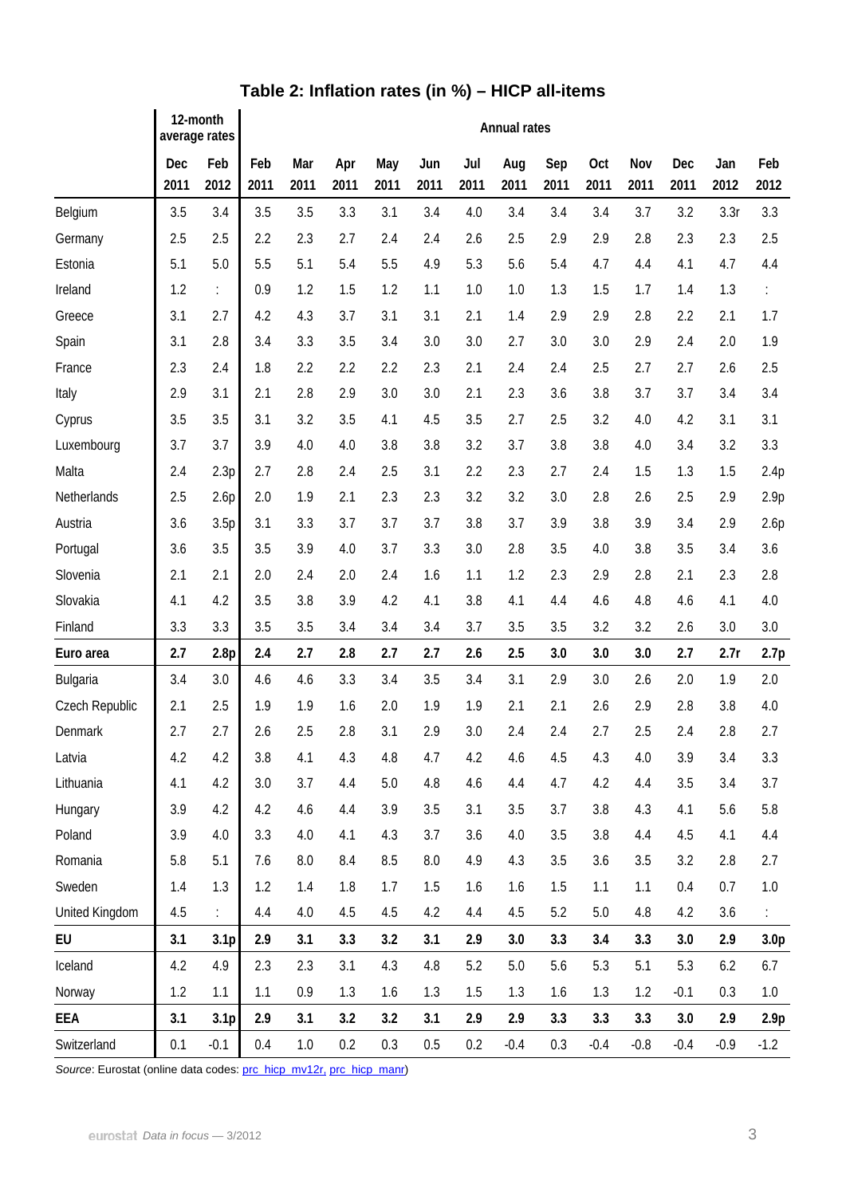## Table 2: Inflation rates (in %) – HICP all-items

| | 12-month average rates | | Annual rates | | | | | | | | | | | | |
|---|---|---|---|---|---|---|---|---|---|---|---|---|---|---|---|
| | Dec 2011 | Feb 2012 | Feb 2011 | Mar 2011 | Apr 2011 | May 2011 | Jun 2011 | Jul 2011 | Aug 2011 | Sep 2011 | Oct 2011 | Nov 2011 | Dec 2011 | Jan 2012 | Feb 2012 |
| Belgium | 3.5 | 3.4 | 3.5 | 3.5 | 3.3 | 3.1 | 3.4 | 4.0 | 3.4 | 3.4 | 3.4 | 3.7 | 3.2 | 3.3r | 3.3 |
| Germany | 2.5 | 2.5 | 2.2 | 2.3 | 2.7 | 2.4 | 2.4 | 2.6 | 2.5 | 2.9 | 2.9 | 2.8 | 2.3 | 2.3 | 2.5 |
| Estonia | 5.1 | 5.0 | 5.5 | 5.1 | 5.4 | 5.5 | 4.9 | 5.3 | 5.6 | 5.4 | 4.7 | 4.4 | 4.1 | 4.7 | 4.4 |
| Ireland | 1.2 | : | 0.9 | 1.2 | 1.5 | 1.2 | 1.1 | 1.0 | 1.0 | 1.3 | 1.5 | 1.7 | 1.4 | 1.3 | : |
| Greece | 3.1 | 2.7 | 4.2 | 4.3 | 3.7 | 3.1 | 3.1 | 2.1 | 1.4 | 2.9 | 2.9 | 2.8 | 2.2 | 2.1 | 1.7 |
| Spain | 3.1 | 2.8 | 3.4 | 3.3 | 3.5 | 3.4 | 3.0 | 3.0 | 2.7 | 3.0 | 3.0 | 2.9 | 2.4 | 2.0 | 1.9 |
| France | 2.3 | 2.4 | 1.8 | 2.2 | 2.2 | 2.2 | 2.3 | 2.1 | 2.4 | 2.4 | 2.5 | 2.7 | 2.7 | 2.6 | 2.5 |
| Italy | 2.9 | 3.1 | 2.1 | 2.8 | 2.9 | 3.0 | 3.0 | 2.1 | 2.3 | 3.6 | 3.8 | 3.7 | 3.7 | 3.4 | 3.4 |
| Cyprus | 3.5 | 3.5 | 3.1 | 3.2 | 3.5 | 4.1 | 4.5 | 3.5 | 2.7 | 2.5 | 3.2 | 4.0 | 4.2 | 3.1 | 3.1 |
| Luxembourg | 3.7 | 3.7 | 3.9 | 4.0 | 4.0 | 3.8 | 3.8 | 3.2 | 3.7 | 3.8 | 3.8 | 4.0 | 3.4 | 3.2 | 3.3 |
| Malta | 2.4 | 2.3p | 2.7 | 2.8 | 2.4 | 2.5 | 3.1 | 2.2 | 2.3 | 2.7 | 2.4 | 1.5 | 1.3 | 1.5 | 2.4p |
| Netherlands | 2.5 | 2.6p | 2.0 | 1.9 | 2.1 | 2.3 | 2.3 | 3.2 | 3.2 | 3.0 | 2.8 | 2.6 | 2.5 | 2.9 | 2.9p |
| Austria | 3.6 | 3.5p | 3.1 | 3.3 | 3.7 | 3.7 | 3.7 | 3.8 | 3.7 | 3.9 | 3.8 | 3.9 | 3.4 | 2.9 | 2.6p |
| Portugal | 3.6 | 3.5 | 3.5 | 3.9 | 4.0 | 3.7 | 3.3 | 3.0 | 2.8 | 3.5 | 4.0 | 3.8 | 3.5 | 3.4 | 3.6 |
| Slovenia | 2.1 | 2.1 | 2.0 | 2.4 | 2.0 | 2.4 | 1.6 | 1.1 | 1.2 | 2.3 | 2.9 | 2.8 | 2.1 | 2.3 | 2.8 |
| Slovakia | 4.1 | 4.2 | 3.5 | 3.8 | 3.9 | 4.2 | 4.1 | 3.8 | 4.1 | 4.4 | 4.6 | 4.8 | 4.6 | 4.1 | 4.0 |
| Finland | 3.3 | 3.3 | 3.5 | 3.5 | 3.4 | 3.4 | 3.4 | 3.7 | 3.5 | 3.5 | 3.2 | 3.2 | 2.6 | 3.0 | 3.0 |
| **Euro area** | **2.7** | **2.8p** | **2.4** | **2.7** | **2.8** | **2.7** | **2.7** | **2.6** | **2.5** | **3.0** | **3.0** | **3.0** | **2.7** | **2.7r** | **2.7p** |
| Bulgaria | 3.4 | 3.0 | 4.6 | 4.6 | 3.3 | 3.4 | 3.5 | 3.4 | 3.1 | 2.9 | 3.0 | 2.6 | 2.0 | 1.9 | 2.0 |
| Czech Republic | 2.1 | 2.5 | 1.9 | 1.9 | 1.6 | 2.0 | 1.9 | 1.9 | 2.1 | 2.1 | 2.6 | 2.9 | 2.8 | 3.8 | 4.0 |
| Denmark | 2.7 | 2.7 | 2.6 | 2.5 | 2.8 | 3.1 | 2.9 | 3.0 | 2.4 | 2.4 | 2.7 | 2.5 | 2.4 | 2.8 | 2.7 |
| Latvia | 4.2 | 4.2 | 3.8 | 4.1 | 4.3 | 4.8 | 4.7 | 4.2 | 4.6 | 4.5 | 4.3 | 4.0 | 3.9 | 3.4 | 3.3 |
| Lithuania | 4.1 | 4.2 | 3.0 | 3.7 | 4.4 | 5.0 | 4.8 | 4.6 | 4.4 | 4.7 | 4.2 | 4.4 | 3.5 | 3.4 | 3.7 |
| Hungary | 3.9 | 4.2 | 4.2 | 4.6 | 4.4 | 3.9 | 3.5 | 3.1 | 3.5 | 3.7 | 3.8 | 4.3 | 4.1 | 5.6 | 5.8 |
| Poland | 3.9 | 4.0 | 3.3 | 4.0 | 4.1 | 4.3 | 3.7 | 3.6 | 4.0 | 3.5 | 3.8 | 4.4 | 4.5 | 4.1 | 4.4 |
| Romania | 5.8 | 5.1 | 7.6 | 8.0 | 8.4 | 8.5 | 8.0 | 4.9 | 4.3 | 3.5 | 3.6 | 3.5 | 3.2 | 2.8 | 2.7 |
| Sweden | 1.4 | 1.3 | 1.2 | 1.4 | 1.8 | 1.7 | 1.5 | 1.6 | 1.6 | 1.5 | 1.1 | 1.1 | 0.4 | 0.7 | 1.0 |
| United Kingdom | 4.5 | : | 4.4 | 4.0 | 4.5 | 4.5 | 4.2 | 4.4 | 4.5 | 5.2 | 5.0 | 4.8 | 4.2 | 3.6 | : |
| **EU** | **3.1** | **3.1p** | **2.9** | **3.1** | **3.3** | **3.2** | **3.1** | **2.9** | **3.0** | **3.3** | **3.4** | **3.3** | **3.0** | **2.9** | **3.0p** |
| Iceland | 4.2 | 4.9 | 2.3 | 2.3 | 3.1 | 4.3 | 4.8 | 5.2 | 5.0 | 5.6 | 5.3 | 5.1 | 5.3 | 6.2 | 6.7 |
| Norway | 1.2 | 1.1 | 1.1 | 0.9 | 1.3 | 1.6 | 1.3 | 1.5 | 1.3 | 1.6 | 1.3 | 1.2 | -0.1 | 0.3 | 1.0 |
| **EEA** | **3.1** | **3.1p** | **2.9** | **3.1** | **3.2** | **3.2** | **3.1** | **2.9** | **2.9** | **3.3** | **3.3** | **3.3** | **3.0** | **2.9** | **2.9p** |
| Switzerland | 0.1 | -0.1 | 0.4 | 1.0 | 0.2 | 0.3 | 0.5 | 0.2 | -0.4 | 0.3 | -0.4 | -0.8 | -0.4 | -0.9 | -1.2 |

*Source*: Eurostat (online data codes: prc_hicp_mv12r, prc_hicp_manr)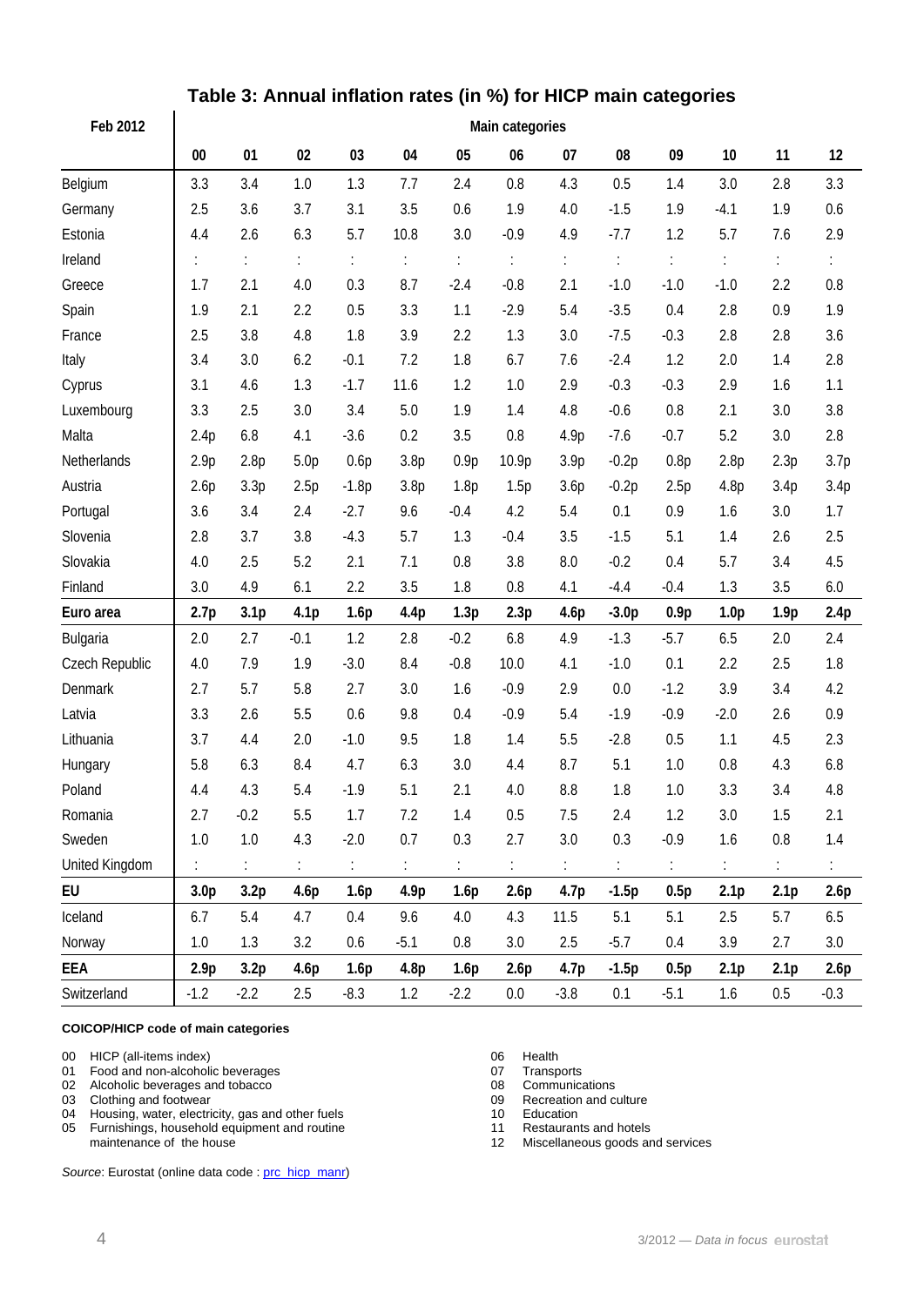## Table 3: Annual inflation rates (in %) for HICP main categories

| Feb 2012 | Main categories | | | | | | | | | | | | |
|---|---|---|---|---|---|---|---|---|---|---|---|---|---|
| | 00 | 01 | 02 | 03 | 04 | 05 | 06 | 07 | 08 | 09 | 10 | 11 | 12 |
| Belgium | 3.3 | 3.4 | 1.0 | 1.3 | 7.7 | 2.4 | 0.8 | 4.3 | 0.5 | 1.4 | 3.0 | 2.8 | 3.3 |
| Germany | 2.5 | 3.6 | 3.7 | 3.1 | 3.5 | 0.6 | 1.9 | 4.0 | -1.5 | 1.9 | -4.1 | 1.9 | 0.6 |
| Estonia | 4.4 | 2.6 | 6.3 | 5.7 | 10.8 | 3.0 | -0.9 | 4.9 | -7.7 | 1.2 | 5.7 | 7.6 | 2.9 |
| Ireland | : | : | : | : | : | : | : | : | : | : | : | : | : |
| Greece | 1.7 | 2.1 | 4.0 | 0.3 | 8.7 | -2.4 | -0.8 | 2.1 | -1.0 | -1.0 | -1.0 | 2.2 | 0.8 |
| Spain | 1.9 | 2.1 | 2.2 | 0.5 | 3.3 | 1.1 | -2.9 | 5.4 | -3.5 | 0.4 | 2.8 | 0.9 | 1.9 |
| France | 2.5 | 3.8 | 4.8 | 1.8 | 3.9 | 2.2 | 1.3 | 3.0 | -7.5 | -0.3 | 2.8 | 2.8 | 3.6 |
| Italy | 3.4 | 3.0 | 6.2 | -0.1 | 7.2 | 1.8 | 6.7 | 7.6 | -2.4 | 1.2 | 2.0 | 1.4 | 2.8 |
| Cyprus | 3.1 | 4.6 | 1.3 | -1.7 | 11.6 | 1.2 | 1.0 | 2.9 | -0.3 | -0.3 | 2.9 | 1.6 | 1.1 |
| Luxembourg | 3.3 | 2.5 | 3.0 | 3.4 | 5.0 | 1.9 | 1.4 | 4.8 | -0.6 | 0.8 | 2.1 | 3.0 | 3.8 |
| Malta | 2.4p | 6.8 | 4.1 | -3.6 | 0.2 | 3.5 | 0.8 | 4.9p | -7.6 | -0.7 | 5.2 | 3.0 | 2.8 |
| Netherlands | 2.9p | 2.8p | 5.0p | 0.6p | 3.8p | 0.9p | 10.9p | 3.9p | -0.2p | 0.8p | 2.8p | 2.3p | 3.7p |
| Austria | 2.6p | 3.3p | 2.5p | -1.8p | 3.8p | 1.8p | 1.5p | 3.6p | -0.2p | 2.5p | 4.8p | 3.4p | 3.4p |
| Portugal | 3.6 | 3.4 | 2.4 | -2.7 | 9.6 | -0.4 | 4.2 | 5.4 | 0.1 | 0.9 | 1.6 | 3.0 | 1.7 |
| Slovenia | 2.8 | 3.7 | 3.8 | -4.3 | 5.7 | 1.3 | -0.4 | 3.5 | -1.5 | 5.1 | 1.4 | 2.6 | 2.5 |
| Slovakia | 4.0 | 2.5 | 5.2 | 2.1 | 7.1 | 0.8 | 3.8 | 8.0 | -0.2 | 0.4 | 5.7 | 3.4 | 4.5 |
| Finland | 3.0 | 4.9 | 6.1 | 2.2 | 3.5 | 1.8 | 0.8 | 4.1 | -4.4 | -0.4 | 1.3 | 3.5 | 6.0 |
| **Euro area** | **2.7p** | **3.1p** | **4.1p** | **1.6p** | **4.4p** | **1.3p** | **2.3p** | **4.6p** | **-3.0p** | **0.9p** | **1.0p** | **1.9p** | **2.4p** |
| Bulgaria | 2.0 | 2.7 | -0.1 | 1.2 | 2.8 | -0.2 | 6.8 | 4.9 | -1.3 | -5.7 | 6.5 | 2.0 | 2.4 |
| Czech Republic | 4.0 | 7.9 | 1.9 | -3.0 | 8.4 | -0.8 | 10.0 | 4.1 | -1.0 | 0.1 | 2.2 | 2.5 | 1.8 |
| Denmark | 2.7 | 5.7 | 5.8 | 2.7 | 3.0 | 1.6 | -0.9 | 2.9 | 0.0 | -1.2 | 3.9 | 3.4 | 4.2 |
| Latvia | 3.3 | 2.6 | 5.5 | 0.6 | 9.8 | 0.4 | -0.9 | 5.4 | -1.9 | -0.9 | -2.0 | 2.6 | 0.9 |
| Lithuania | 3.7 | 4.4 | 2.0 | -1.0 | 9.5 | 1.8 | 1.4 | 5.5 | -2.8 | 0.5 | 1.1 | 4.5 | 2.3 |
| Hungary | 5.8 | 6.3 | 8.4 | 4.7 | 6.3 | 3.0 | 4.4 | 8.7 | 5.1 | 1.0 | 0.8 | 4.3 | 6.8 |
| Poland | 4.4 | 4.3 | 5.4 | -1.9 | 5.1 | 2.1 | 4.0 | 8.8 | 1.8 | 1.0 | 3.3 | 3.4 | 4.8 |
| Romania | 2.7 | -0.2 | 5.5 | 1.7 | 7.2 | 1.4 | 0.5 | 7.5 | 2.4 | 1.2 | 3.0 | 1.5 | 2.1 |
| Sweden | 1.0 | 1.0 | 4.3 | -2.0 | 0.7 | 0.3 | 2.7 | 3.0 | 0.3 | -0.9 | 1.6 | 0.8 | 1.4 |
| United Kingdom | : | : | : | : | : | : | : | : | : | : | : | : | : |
| **EU** | **3.0p** | **3.2p** | **4.6p** | **1.6p** | **4.9p** | **1.6p** | **2.6p** | **4.7p** | **-1.5p** | **0.5p** | **2.1p** | **2.1p** | **2.6p** |
| Iceland | 6.7 | 5.4 | 4.7 | 0.4 | 9.6 | 4.0 | 4.3 | 11.5 | 5.1 | 5.1 | 2.5 | 5.7 | 6.5 |
| Norway | 1.0 | 1.3 | 3.2 | 0.6 | -5.1 | 0.8 | 3.0 | 2.5 | -5.7 | 0.4 | 3.9 | 2.7 | 3.0 |
| **EEA** | **2.9p** | **3.2p** | **4.6p** | **1.6p** | **4.8p** | **1.6p** | **2.6p** | **4.7p** | **-1.5p** | **0.5p** | **2.1p** | **2.1p** | **2.6p** |
| Switzerland | -1.2 | -2.2 | 2.5 | -8.3 | 1.2 | -2.2 | 0.0 | -3.8 | 0.1 | -5.1 | 1.6 | 0.5 | -0.3 |

**COICOP/HICP code of main categories**

- 00 HICP (all-items index)
- 01 Food and non-alcoholic beverages
- 02 Alcoholic beverages and tobacco
- 03 Clothing and footwear
- 04 Housing, water, electricity, gas and other fuels
- 05 Furnishings, household equipment and routine maintenance of the house
- 06 Health
- 07 Transports
- 08 Communications
- 09 Recreation and culture
- 10 Education
- 11 Restaurants and hotels
- 12 Miscellaneous goods and services

*Source*: Eurostat (online data code : prc_hicp_manr)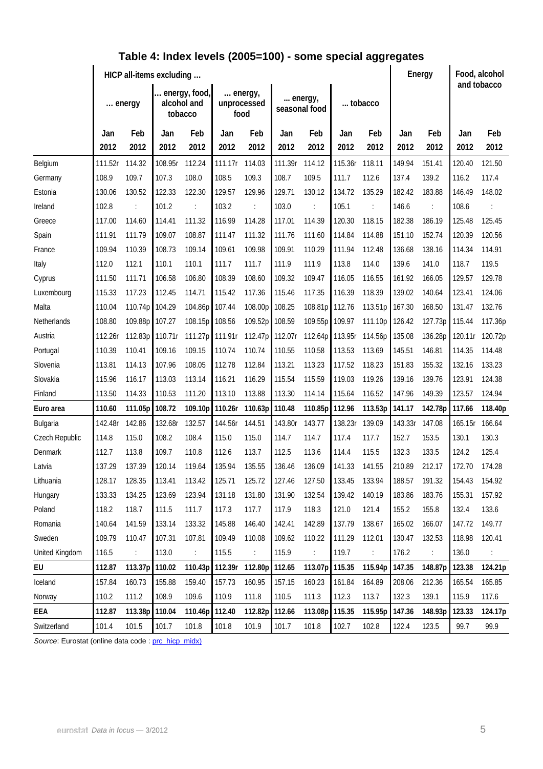## Table 4: Index levels (2005=100) - some special aggregates

| | HICP all-items excluding … | | | | | | | | | | Energy | | Food, alcohol and tobacco | |
|---|---|---|---|---|---|---|---|---|---|---|---|---|---|---|
| | … energy | | … energy, food, alcohol and tobacco | | … energy, unprocessed food | | … energy, seasonal food | | … tobacco | | | | | |
| | Jan 2012 | Feb 2012 | Jan 2012 | Feb 2012 | Jan 2012 | Feb 2012 | Jan 2012 | Feb 2012 | Jan 2012 | Feb 2012 | Jan 2012 | Feb 2012 | Jan 2012 | Feb 2012 |
| Belgium | 111.52r | 114.32 | 108.95r | 112.24 | 111.17r | 114.03 | 111.39r | 114.12 | 115.36r | 118.11 | 149.94 | 151.41 | 120.40 | 121.50 |
| Germany | 108.9 | 109.7 | 107.3 | 108.0 | 108.5 | 109.3 | 108.7 | 109.5 | 111.7 | 112.6 | 137.4 | 139.2 | 116.2 | 117.4 |
| Estonia | 130.06 | 130.52 | 122.33 | 122.30 | 129.57 | 129.96 | 129.71 | 130.12 | 134.72 | 135.29 | 182.42 | 183.88 | 146.49 | 148.02 |
| Ireland | 102.8 | : | 101.2 | : | 103.2 | : | 103.0 | : | 105.1 | : | 146.6 | : | 108.6 | : |
| Greece | 117.00 | 114.60 | 114.41 | 111.32 | 116.99 | 114.28 | 117.01 | 114.39 | 120.30 | 118.15 | 182.38 | 186.19 | 125.48 | 125.45 |
| Spain | 111.91 | 111.79 | 109.07 | 108.87 | 111.47 | 111.32 | 111.76 | 111.60 | 114.84 | 114.88 | 151.10 | 152.74 | 120.39 | 120.56 |
| France | 109.94 | 110.39 | 108.73 | 109.14 | 109.61 | 109.98 | 109.91 | 110.29 | 111.94 | 112.48 | 136.68 | 138.16 | 114.34 | 114.91 |
| Italy | 112.0 | 112.1 | 110.1 | 110.1 | 111.7 | 111.7 | 111.9 | 111.9 | 113.8 | 114.0 | 139.6 | 141.0 | 118.7 | 119.5 |
| Cyprus | 111.50 | 111.71 | 106.58 | 106.80 | 108.39 | 108.60 | 109.32 | 109.47 | 116.05 | 116.55 | 161.92 | 166.05 | 129.57 | 129.78 |
| Luxembourg | 115.33 | 117.23 | 112.45 | 114.71 | 115.42 | 117.36 | 115.46 | 117.35 | 116.39 | 118.39 | 139.02 | 140.64 | 123.41 | 124.06 |
| Malta | 110.04 | 110.74p | 104.29 | 104.86p | 107.44 | 108.00p | 108.25 | 108.81p | 112.76 | 113.51p | 167.30 | 168.50 | 131.47 | 132.76 |
| Netherlands | 108.80 | 109.88p | 107.27 | 108.15p | 108.56 | 109.52p | 108.59 | 109.55p | 109.97 | 111.10p | 126.42 | 127.73p | 115.44 | 117.36p |
| Austria | 112.26r | 112.83p | 110.71r | 111.27p | 111.91r | 112.47p | 112.07r | 112.64p | 113.95r | 114.56p | 135.08 | 136.28p | 120.11r | 120.72p |
| Portugal | 110.39 | 110.41 | 109.16 | 109.15 | 110.74 | 110.74 | 110.55 | 110.58 | 113.53 | 113.69 | 145.51 | 146.81 | 114.35 | 114.48 |
| Slovenia | 113.81 | 114.13 | 107.96 | 108.05 | 112.78 | 112.84 | 113.21 | 113.23 | 117.52 | 118.23 | 151.83 | 155.32 | 132.16 | 133.23 |
| Slovakia | 115.96 | 116.17 | 113.03 | 113.14 | 116.21 | 116.29 | 115.54 | 115.59 | 119.03 | 119.26 | 139.16 | 139.76 | 123.91 | 124.38 |
| Finland | 113.50 | 114.33 | 110.53 | 111.20 | 113.10 | 113.88 | 113.30 | 114.14 | 115.64 | 116.52 | 147.96 | 149.39 | 123.57 | 124.94 |
| **Euro area** | **110.60** | **111.05p** | **108.72** | **109.10p** | **110.26r** | **110.63p** | **110.48** | **110.85p** | **112.96** | **113.53p** | **141.17** | **142.78p** | **117.66** | **118.40p** |
| Bulgaria | 142.48r | 142.86 | 132.68r | 132.57 | 144.56r | 144.51 | 143.80r | 143.77 | 138.23r | 139.09 | 143.33r | 147.08 | 165.15r | 166.64 |
| Czech Republic | 114.8 | 115.0 | 108.2 | 108.4 | 115.0 | 115.0 | 114.7 | 114.7 | 117.4 | 117.7 | 152.7 | 153.5 | 130.1 | 130.3 |
| Denmark | 112.7 | 113.8 | 109.7 | 110.8 | 112.6 | 113.7 | 112.5 | 113.6 | 114.4 | 115.5 | 132.3 | 133.5 | 124.2 | 125.4 |
| Latvia | 137.29 | 137.39 | 120.14 | 119.64 | 135.94 | 135.55 | 136.46 | 136.09 | 141.33 | 141.55 | 210.89 | 212.17 | 172.70 | 174.28 |
| Lithuania | 128.17 | 128.35 | 113.41 | 113.42 | 125.71 | 125.72 | 127.46 | 127.50 | 133.45 | 133.94 | 188.57 | 191.32 | 154.43 | 154.92 |
| Hungary | 133.33 | 134.25 | 123.69 | 123.94 | 131.18 | 131.80 | 131.90 | 132.54 | 139.42 | 140.19 | 183.86 | 183.76 | 155.31 | 157.92 |
| Poland | 118.2 | 118.7 | 111.5 | 111.7 | 117.3 | 117.7 | 117.9 | 118.3 | 121.0 | 121.4 | 155.2 | 155.8 | 132.4 | 133.6 |
| Romania | 140.64 | 141.59 | 133.14 | 133.32 | 145.88 | 146.40 | 142.41 | 142.89 | 137.79 | 138.67 | 165.02 | 166.07 | 147.72 | 149.77 |
| Sweden | 109.79 | 110.47 | 107.31 | 107.81 | 109.49 | 110.08 | 109.62 | 110.22 | 111.29 | 112.01 | 130.47 | 132.53 | 118.98 | 120.41 |
| United Kingdom | 116.5 | : | 113.0 | : | 115.5 | : | 115.9 | : | 119.7 | : | 176.2 | : | 136.0 | : |
| **EU** | **112.87** | **113.37p** | **110.02** | **110.43p** | **112.39r** | **112.80p** | **112.65** | **113.07p** | **115.35** | **115.94p** | **147.35** | **148.87p** | **123.38** | **124.21p** |
| Iceland | 157.84 | 160.73 | 155.88 | 159.40 | 157.73 | 160.95 | 157.15 | 160.23 | 161.84 | 164.89 | 208.06 | 212.36 | 165.54 | 165.85 |
| Norway | 110.2 | 111.2 | 108.9 | 109.6 | 110.9 | 111.8 | 110.5 | 111.3 | 112.3 | 113.7 | 132.3 | 139.1 | 115.9 | 117.6 |
| **EEA** | **112.87** | **113.38p** | **110.04** | **110.46p** | **112.40** | **112.82p** | **112.66** | **113.08p** | **115.35** | **115.95p** | **147.36** | **148.93p** | **123.33** | **124.17p** |
| Switzerland | 101.4 | 101.5 | 101.7 | 101.8 | 101.8 | 101.9 | 101.7 | 101.8 | 102.7 | 102.8 | 122.4 | 123.5 | 99.7 | 99.9 |

*Source*: Eurostat (online data code : prc_hicp_midx)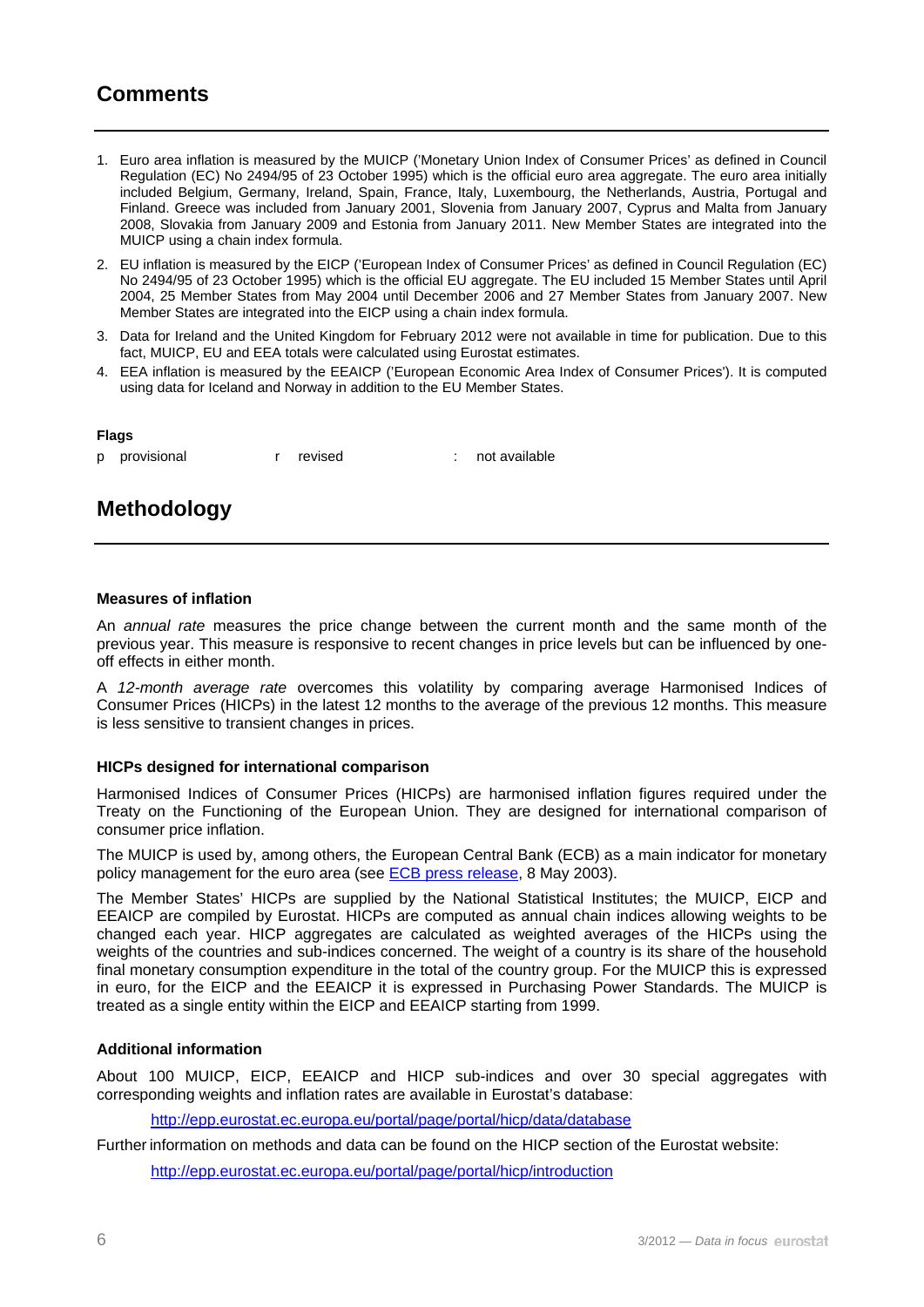## Comments

1. Euro area inflation is measured by the MUICP ('Monetary Union Index of Consumer Prices' as defined in Council Regulation (EC) No 2494/95 of 23 October 1995) which is the official euro area aggregate. The euro area initially included Belgium, Germany, Ireland, Spain, France, Italy, Luxembourg, the Netherlands, Austria, Portugal and Finland. Greece was included from January 2001, Slovenia from January 2007, Cyprus and Malta from January 2008, Slovakia from January 2009 and Estonia from January 2011. New Member States are integrated into the MUICP using a chain index formula.
2. EU inflation is measured by the EICP ('European Index of Consumer Prices' as defined in Council Regulation (EC) No 2494/95 of 23 October 1995) which is the official EU aggregate. The EU included 15 Member States until April 2004, 25 Member States from May 2004 until December 2006 and 27 Member States from January 2007. New Member States are integrated into the EICP using a chain index formula.
3. Data for Ireland and the United Kingdom for February 2012 were not available in time for publication. Due to this fact, MUICP, EU and EEA totals were calculated using Eurostat estimates.
4. EEA inflation is measured by the EEAICP ('European Economic Area Index of Consumer Prices'). It is computed using data for Iceland and Norway in addition to the EU Member States.

**Flags**

p provisional &nbsp;&nbsp;&nbsp; r revised &nbsp;&nbsp;&nbsp; : not available

## Methodology

**Measures of inflation**

An *annual rate* measures the price change between the current month and the same month of the previous year. This measure is responsive to recent changes in price levels but can be influenced by one-off effects in either month.

A *12-month average rate* overcomes this volatility by comparing average Harmonised Indices of Consumer Prices (HICPs) in the latest 12 months to the average of the previous 12 months. This measure is less sensitive to transient changes in prices.

**HICPs designed for international comparison**

Harmonised Indices of Consumer Prices (HICPs) are harmonised inflation figures required under the Treaty on the Functioning of the European Union. They are designed for international comparison of consumer price inflation.

The MUICP is used by, among others, the European Central Bank (ECB) as a main indicator for monetary policy management for the euro area (see ECB press release, 8 May 2003).

The Member States' HICPs are supplied by the National Statistical Institutes; the MUICP, EICP and EEAICP are compiled by Eurostat. HICPs are computed as annual chain indices allowing weights to be changed each year. HICP aggregates are calculated as weighted averages of the HICPs using the weights of the countries and sub-indices concerned. The weight of a country is its share of the household final monetary consumption expenditure in the total of the country group. For the MUICP this is expressed in euro, for the EICP and the EEAICP it is expressed in Purchasing Power Standards. The MUICP is treated as a single entity within the EICP and EEAICP starting from 1999.

**Additional information**

About 100 MUICP, EICP, EEAICP and HICP sub-indices and over 30 special aggregates with corresponding weights and inflation rates are available in Eurostat's database:

http://epp.eurostat.ec.europa.eu/portal/page/portal/hicp/data/database

Further information on methods and data can be found on the HICP section of the Eurostat website:

http://epp.eurostat.ec.europa.eu/portal/page/portal/hicp/introduction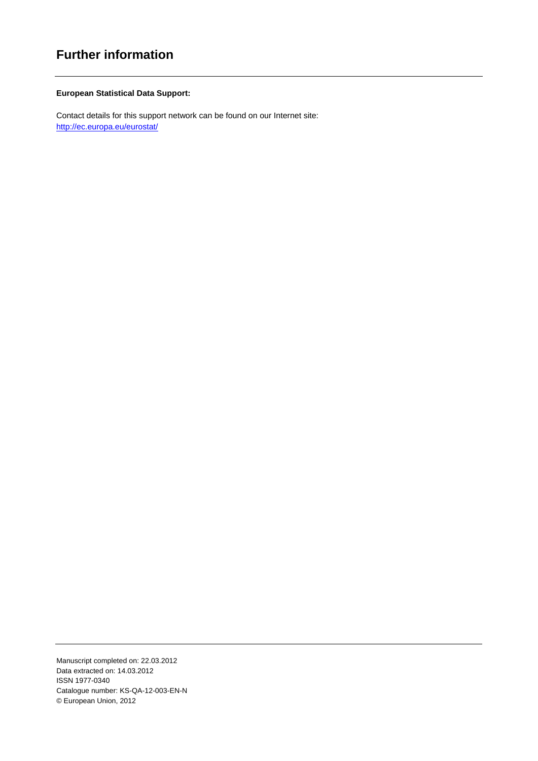# Further information

**European Statistical Data Support:**

Contact details for this support network can be found on our Internet site:
http://ec.europa.eu/eurostat/

Manuscript completed on: 22.03.2012
Data extracted on: 14.03.2012
ISSN 1977-0340
Catalogue number: KS-QA-12-003-EN-N
© European Union, 2012